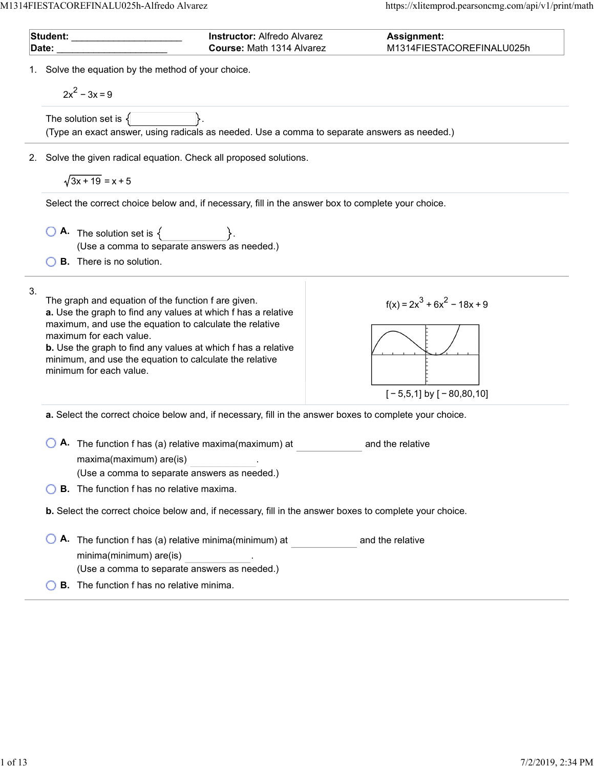| Student: ____________________ | Instructor: Alfredo Alvarez | Assignment: |
| --- | --- | --- |
| Date: ____________________ | Course: Math 1314 Alvarez | M1314FIESTACOREFINALU025h |

1. Solve the equation by the method of your choice.

$$2x^2 - 3x = 9$$

The solution set is { ____________ }.
(Type an exact answer, using radicals as needed. Use a comma to separate answers as needed.)

2. Solve the given radical equation. Check all proposed solutions.

$$\sqrt{3x + 19} = x + 5$$

Select the correct choice below and, if necessary, fill in the answer box to complete your choice.

- **A.** The solution set is { ____________ }.
  (Use a comma to separate answers as needed.)
- **B.** There is no solution.

3. The graph and equation of the function f are given.
**a.** Use the graph to find any values at which f has a relative maximum, and use the equation to calculate the relative maximum for each value.
**b.** Use the graph to find any values at which f has a relative minimum, and use the equation to calculate the relative minimum for each value.

$f(x) = 2x^3 + 6x^2 - 18x + 9$

[ − 5,5,1] by [ − 80,80,10]

**a.** Select the correct choice below and, if necessary, fill in the answer boxes to complete your choice.

- **A.** The function f has (a) relative maxima(maximum) at ____________ and the relative maxima(maximum) are(is) ____________.
  (Use a comma to separate answers as needed.)
- **B.** The function f has no relative maxima.

**b.** Select the correct choice below and, if necessary, fill in the answer boxes to complete your choice.

- **A.** The function f has (a) relative minima(minimum) at ____________ and the relative minima(minimum) are(is) ____________.
  (Use a comma to separate answers as needed.)
- **B.** The function f has no relative minima.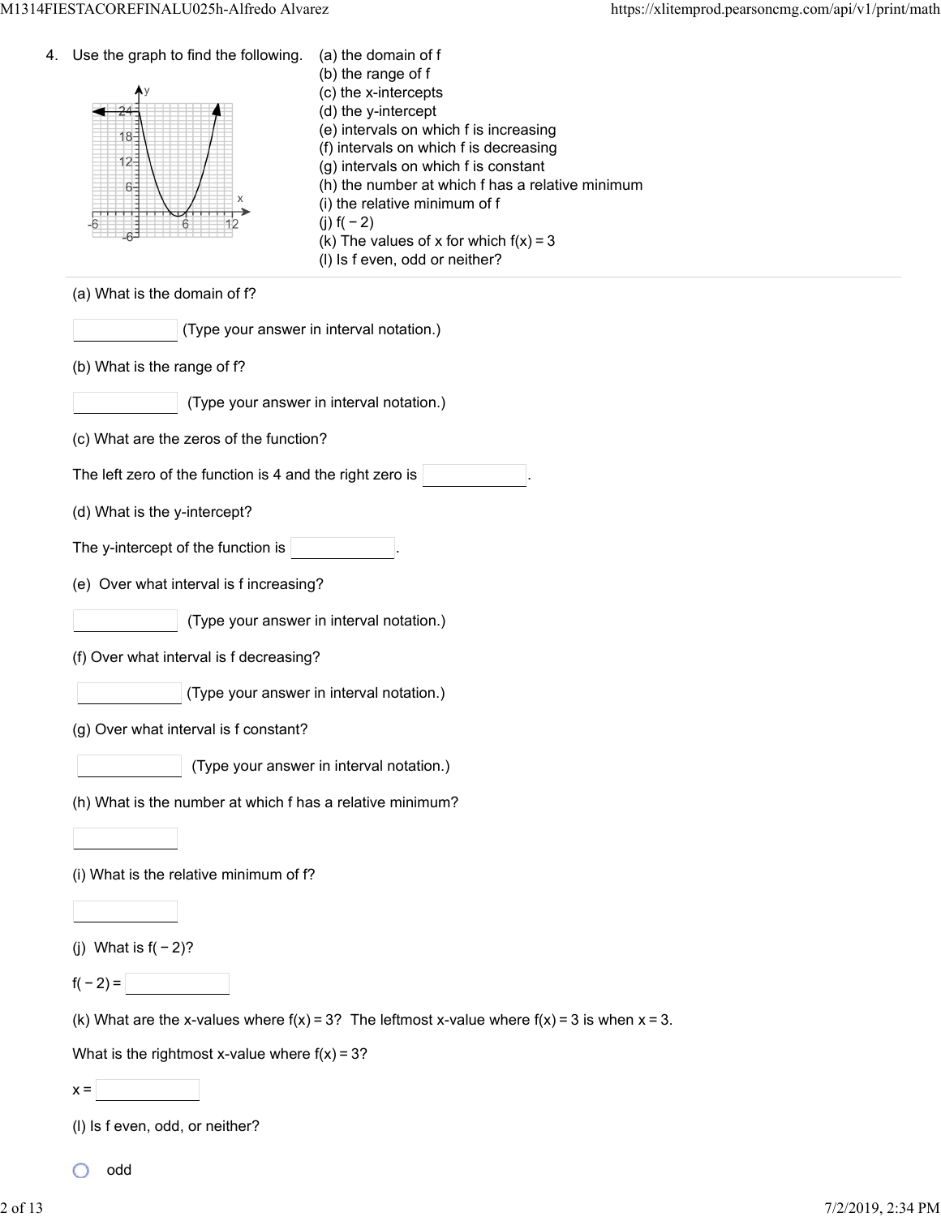4. Use the graph to find the following.

(a) the domain of f
(b) the range of f
(c) the x-intercepts
(d) the y-intercept
(e) intervals on which f is increasing
(f) intervals on which f is decreasing
(g) intervals on which f is constant
(h) the number at which f has a relative minimum
(i) the relative minimum of f
(j) $f(-2)$
(k) The values of x for which $f(x) = 3$
(l) Is f even, odd or neither?

---

(a) What is the domain of f?

______ (Type your answer in interval notation.)

(b) What is the range of f?

______ (Type your answer in interval notation.)

(c) What are the zeros of the function?

The left zero of the function is 4 and the right zero is ______.

(d) What is the y-intercept?

The y-intercept of the function is ______.

(e) Over what interval is f increasing?

______ (Type your answer in interval notation.)

(f) Over what interval is f decreasing?

______ (Type your answer in interval notation.)

(g) Over what interval is f constant?

______ (Type your answer in interval notation.)

(h) What is the number at which f has a relative minimum?

______

(i) What is the relative minimum of f?

______

(j) What is $f(-2)$?

$f(-2) =$ ______

(k) What are the x-values where $f(x) = 3$? The leftmost x-value where $f(x) = 3$ is when $x = 3$.

What is the rightmost x-value where $f(x) = 3$?

$x =$ ______

(l) Is f even, odd, or neither?

- odd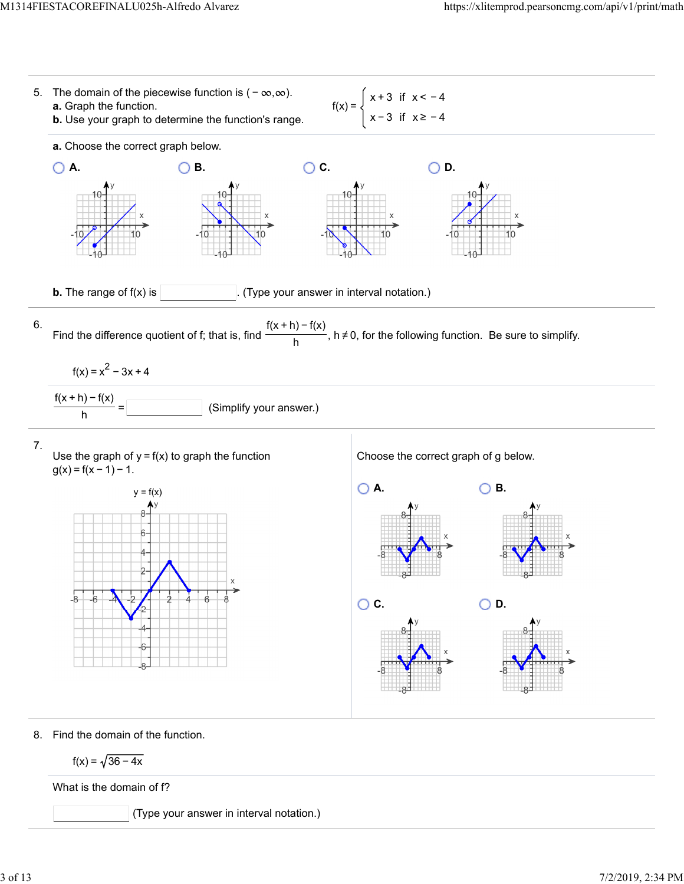5. The domain of the piecewise function is $(-\infty, \infty)$.
**a.** Graph the function.
**b.** Use your graph to determine the function's range.

$$f(x) = \begin{cases} x+3 & \text{if } x < -4 \\ x-3 & \text{if } x \geq -4 \end{cases}$$

**a.** Choose the correct graph below.

- A.
- B.
- C.
- D.

**b.** The range of f(x) is ______. (Type your answer in interval notation.)

---

6. Find the difference quotient of f; that is, find $\frac{f(x+h)-f(x)}{h}$, $h \neq 0$, for the following function. Be sure to simplify.

$f(x) = x^2 - 3x + 4$

$\frac{f(x+h)-f(x)}{h} =$ ______ (Simplify your answer.)

---

7. Use the graph of $y = f(x)$ to graph the function $g(x) = f(x-1) - 1$.

y = f(x)

Choose the correct graph of g below.

- A.
- B.
- C.
- D.

---

8. Find the domain of the function.

$f(x) = \sqrt{36 - 4x}$

What is the domain of f?

______ (Type your answer in interval notation.)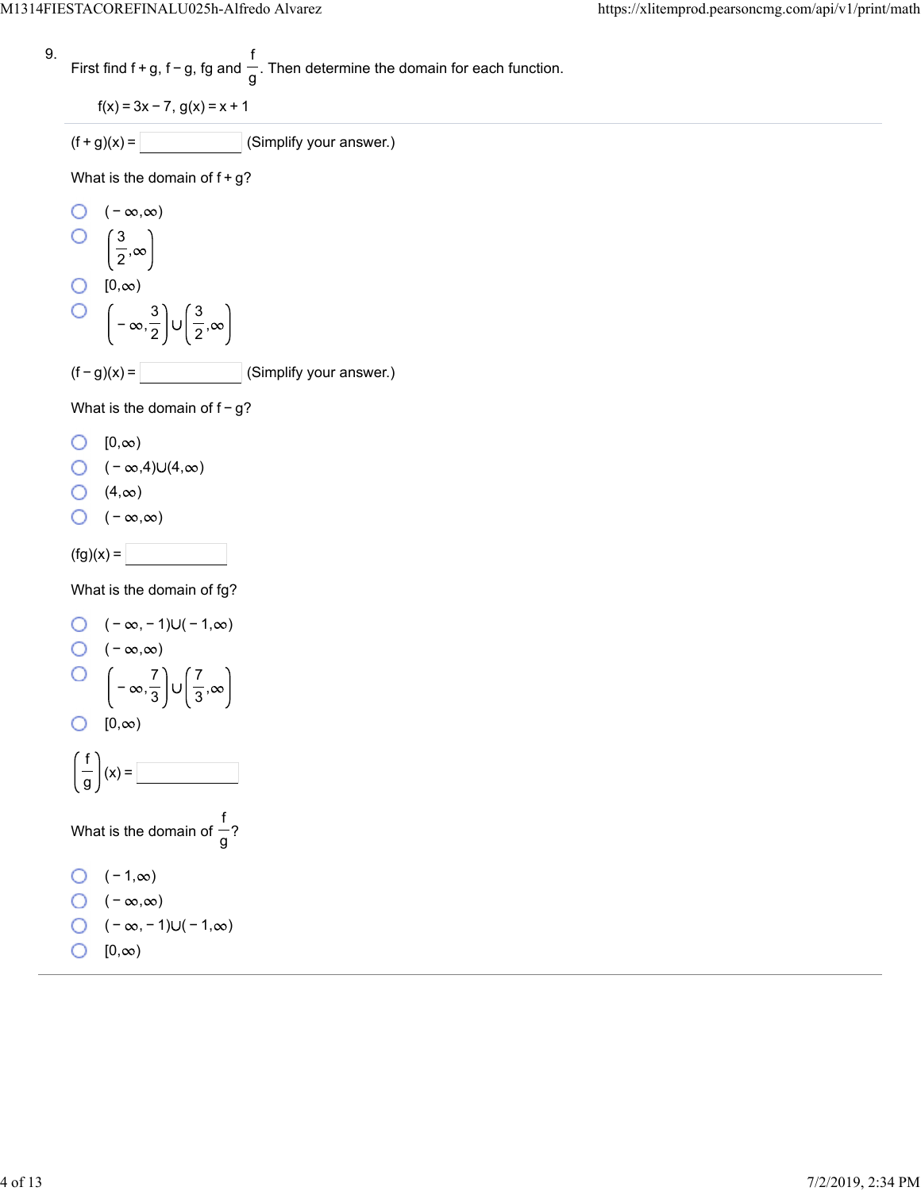9. First find f + g, f − g, fg and $\frac{f}{g}$. Then determine the domain for each function.

$f(x) = 3x - 7$, $g(x) = x + 1$

$(f + g)(x) =$ ____________ (Simplify your answer.)

What is the domain of f + g?

- $(-\infty,\infty)$
- $\left(\frac{3}{2},\infty\right)$
- $[0,\infty)$
- $\left(-\infty,\frac{3}{2}\right)\cup\left(\frac{3}{2},\infty\right)$

$(f - g)(x) =$ ____________ (Simplify your answer.)

What is the domain of f − g?

- $[0,\infty)$
- $(-\infty,4)\cup(4,\infty)$
- $(4,\infty)$
- $(-\infty,\infty)$

$(fg)(x) =$ ____________

What is the domain of fg?

- $(-\infty,-1)\cup(-1,\infty)$
- $(-\infty,\infty)$
- $\left(-\infty,\frac{7}{3}\right)\cup\left(\frac{7}{3},\infty\right)$
- $[0,\infty)$

$\left(\frac{f}{g}\right)(x) =$ ____________

What is the domain of $\frac{f}{g}$?

- $(-1,\infty)$
- $(-\infty,\infty)$
- $(-\infty,-1)\cup(-1,\infty)$
- $[0,\infty)$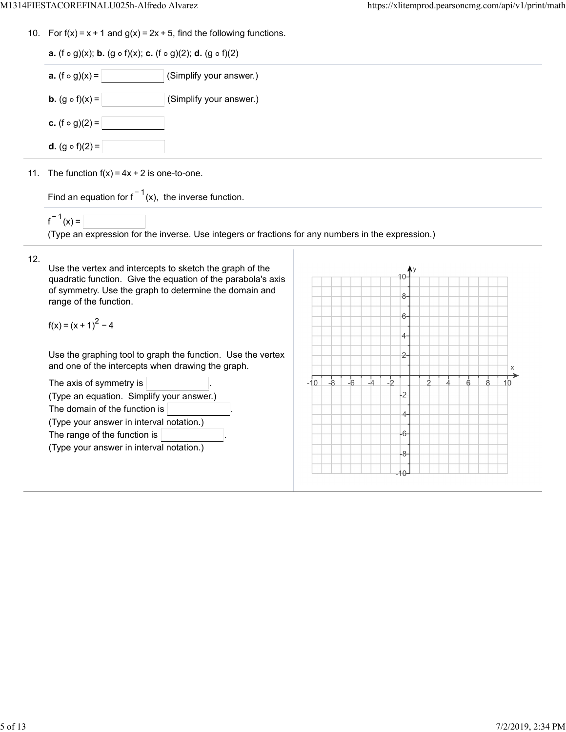10. For $f(x) = x + 1$ and $g(x) = 2x + 5$, find the following functions.

**a.** $(f \circ g)(x)$; **b.** $(g \circ f)(x)$; **c.** $(f \circ g)(2)$; **d.** $(g \circ f)(2)$

**a.** $(f \circ g)(x) =$ ______ (Simplify your answer.)

**b.** $(g \circ f)(x) =$ ______ (Simplify your answer.)

**c.** $(f \circ g)(2) =$ ______

**d.** $(g \circ f)(2) =$ ______

11. The function $f(x) = 4x + 2$ is one-to-one.

Find an equation for $f^{-1}(x)$, the inverse function.

$f^{-1}(x) =$ ______

(Type an expression for the inverse. Use integers or fractions for any numbers in the expression.)

12. Use the vertex and intercepts to sketch the graph of the quadratic function. Give the equation of the parabola's axis of symmetry. Use the graph to determine the domain and range of the function.

$f(x) = (x + 1)^2 - 4$

Use the graphing tool to graph the function. Use the vertex and one of the intercepts when drawing the graph.

The axis of symmetry is ______.
(Type an equation. Simplify your answer.)

The domain of the function is ______.
(Type your answer in interval notation.)

The range of the function is ______.
(Type your answer in interval notation.)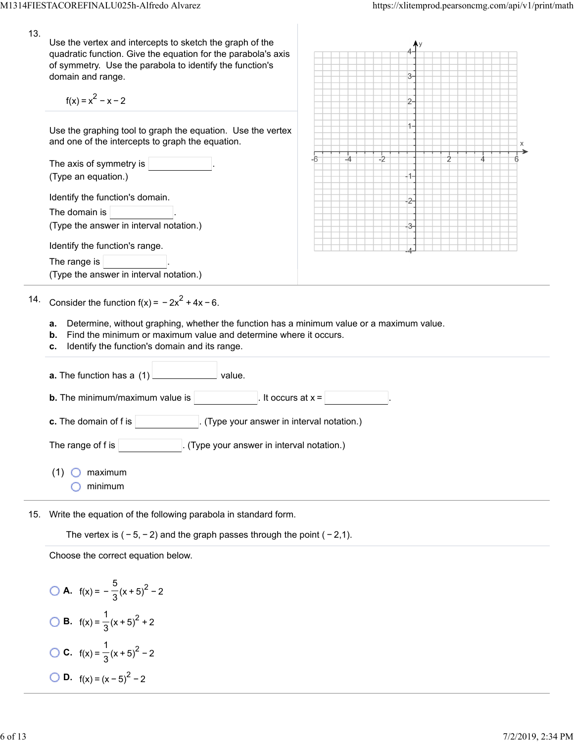13. Use the vertex and intercepts to sketch the graph of the quadratic function. Give the equation for the parabola's axis of symmetry. Use the parabola to identify the function's domain and range.

$$f(x) = x^2 - x - 2$$

Use the graphing tool to graph the equation. Use the vertex and one of the intercepts to graph the equation.

The axis of symmetry is ________.
(Type an equation.)

Identify the function's domain.

The domain is ________.
(Type the answer in interval notation.)

Identify the function's range.

The range is ________.
(Type the answer in interval notation.)

14. Consider the function $f(x) = -2x^2 + 4x - 6$.

**a.** Determine, without graphing, whether the function has a minimum value or a maximum value.
**b.** Find the minimum or maximum value and determine where it occurs.
**c.** Identify the function's domain and its range.

**a.** The function has a (1) ________ value.

**b.** The minimum/maximum value is ________. It occurs at x = ________.

**c.** The domain of f is ________. (Type your answer in interval notation.)

The range of f is ________. (Type your answer in interval notation.)

(1)
- maximum
- minimum

15. Write the equation of the following parabola in standard form.

The vertex is $(-5, -2)$ and the graph passes through the point $(-2, 1)$.

Choose the correct equation below.

- **A.** $f(x) = -\frac{5}{3}(x+5)^2 - 2$
- **B.** $f(x) = \frac{1}{3}(x+5)^2 + 2$
- **C.** $f(x) = \frac{1}{3}(x+5)^2 - 2$
- **D.** $f(x) = (x-5)^2 - 2$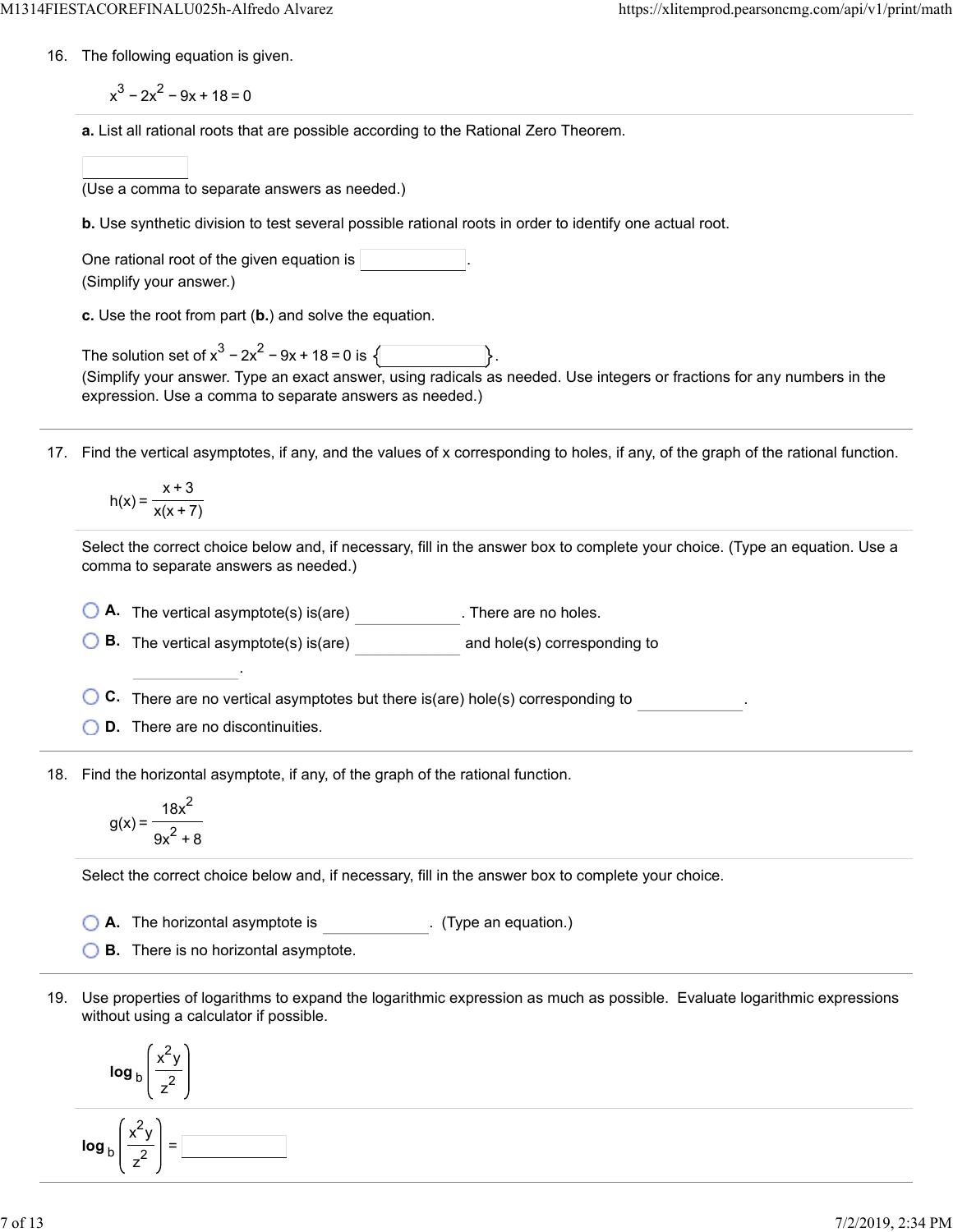16. The following equation is given.

$$x^3 - 2x^2 - 9x + 18 = 0$$

**a.** List all rational roots that are possible according to the Rational Zero Theorem.

_____

(Use a comma to separate answers as needed.)

**b.** Use synthetic division to test several possible rational roots in order to identify one actual root.

One rational root of the given equation is _____.
(Simplify your answer.)

**c.** Use the root from part (**b.**) and solve the equation.

The solution set of $x^3 - 2x^2 - 9x + 18 = 0$ is $\{$ _____ $\}$.
(Simplify your answer. Type an exact answer, using radicals as needed. Use integers or fractions for any numbers in the expression. Use a comma to separate answers as needed.)

17. Find the vertical asymptotes, if any, and the values of x corresponding to holes, if any, of the graph of the rational function.

$$h(x) = \frac{x+3}{x(x+7)}$$

Select the correct choice below and, if necessary, fill in the answer box to complete your choice. (Type an equation. Use a comma to separate answers as needed.)

- **A.** The vertical asymptote(s) is(are) _____. There are no holes.
- **B.** The vertical asymptote(s) is(are) _____ and hole(s) corresponding to _____.
- **C.** There are no vertical asymptotes but there is(are) hole(s) corresponding to _____.
- **D.** There are no discontinuities.

18. Find the horizontal asymptote, if any, of the graph of the rational function.

$$g(x) = \frac{18x^2}{9x^2 + 8}$$

Select the correct choice below and, if necessary, fill in the answer box to complete your choice.

- **A.** The horizontal asymptote is _____. (Type an equation.)
- **B.** There is no horizontal asymptote.

19. Use properties of logarithms to expand the logarithmic expression as much as possible. Evaluate logarithmic expressions without using a calculator if possible.

$$\log_b \left(\frac{x^2 y}{z^2}\right)$$

$$\log_b \left(\frac{x^2 y}{z^2}\right) = \text{_____}$$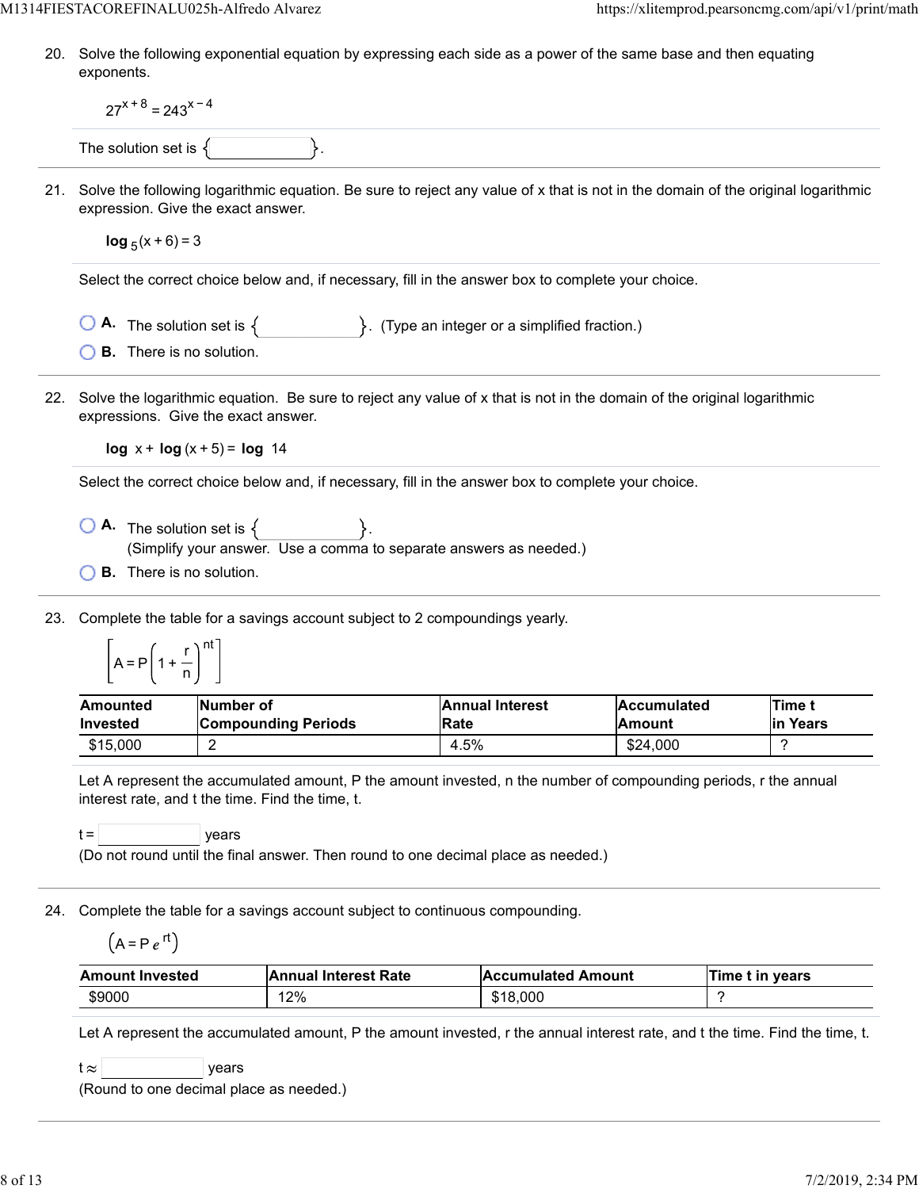20. Solve the following exponential equation by expressing each side as a power of the same base and then equating exponents.

$$27^{x+8} = 243^{x-4}$$

The solution set is { }.

21. Solve the following logarithmic equation. Be sure to reject any value of x that is not in the domain of the original logarithmic expression. Give the exact answer.

$$\log_5(x+6) = 3$$

Select the correct choice below and, if necessary, fill in the answer box to complete your choice.

- A. The solution set is { }. (Type an integer or a simplified fraction.)
- B. There is no solution.

22. Solve the logarithmic equation. Be sure to reject any value of x that is not in the domain of the original logarithmic expressions. Give the exact answer.

$$\log x + \log(x+5) = \log 14$$

Select the correct choice below and, if necessary, fill in the answer box to complete your choice.

- A. The solution set is { }. (Simplify your answer. Use a comma to separate answers as needed.)
- B. There is no solution.

23. Complete the table for a savings account subject to 2 compoundings yearly.

$$\left[A = P\left(1 + \frac{r}{n}\right)^{nt}\right]$$

| Amounted Invested | Number of Compounding Periods | Annual Interest Rate | Accumulated Amount | Time t in Years |
|---|---|---|---|---|
| $15,000 | 2 | 4.5% | $24,000 | ? |

Let A represent the accumulated amount, P the amount invested, n the number of compounding periods, r the annual interest rate, and t the time. Find the time, t.

t = years
(Do not round until the final answer. Then round to one decimal place as needed.)

24. Complete the table for a savings account subject to continuous compounding.

$$\left(A = Pe^{rt}\right)$$

| Amount Invested | Annual Interest Rate | Accumulated Amount | Time t in years |
|---|---|---|---|
| $9000 | 12% | $18,000 | ? |

Let A represent the accumulated amount, P the amount invested, r the annual interest rate, and t the time. Find the time, t.

t ≈ years
(Round to one decimal place as needed.)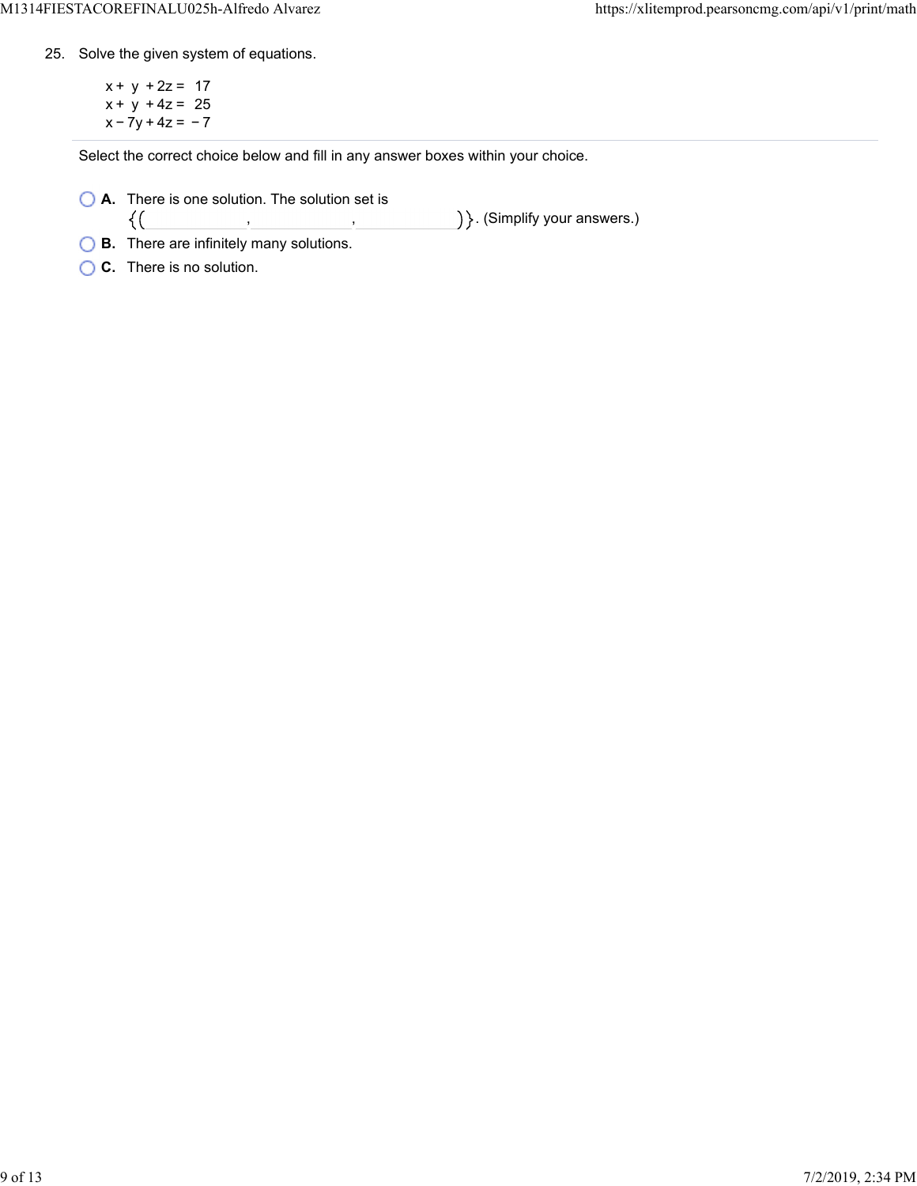25. Solve the given system of equations.

$$
\begin{aligned}
x + y + 2z &= 17 \\
x + y + 4z &= 25 \\
x - 7y + 4z &= -7
\end{aligned}
$$

Select the correct choice below and fill in any answer boxes within your choice.

- **A.** There is one solution. The solution set is $\{(\_\_\_\_, \_\_\_\_, \_\_\_\_)\}$. (Simplify your answers.)
- **B.** There are infinitely many solutions.
- **C.** There is no solution.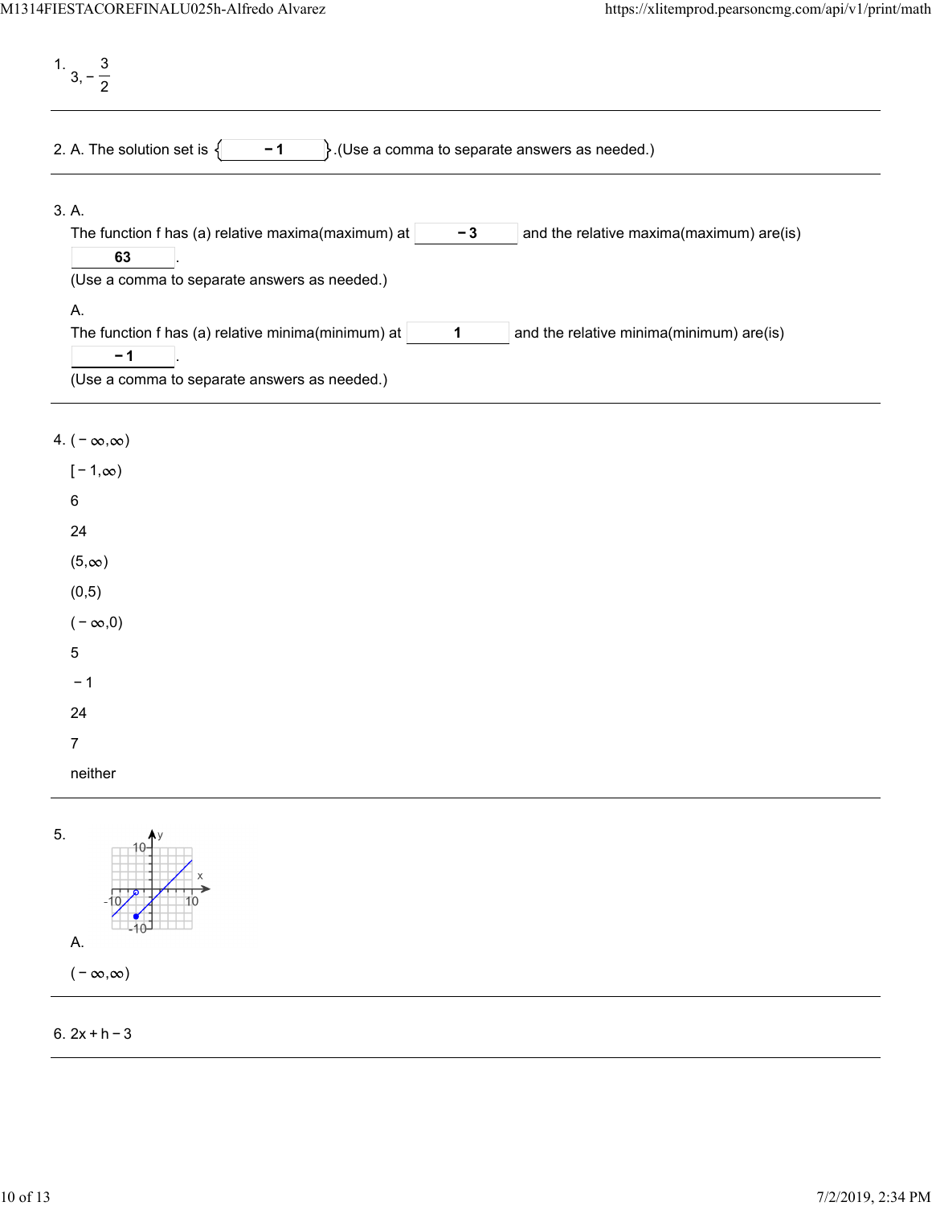1. $3, -\frac{3}{2}$

---

2. A. The solution set is $\{-1\}$.(Use a comma to separate answers as needed.)

---

3. A.
   The function f has (a) relative maxima(maximum) at $-3$ and the relative maxima(maximum) are(is) $63$.
   (Use a comma to separate answers as needed.)

   A.
   The function f has (a) relative minima(minimum) at $1$ and the relative minima(minimum) are(is) $-1$.
   (Use a comma to separate answers as needed.)

---

4. $(-\infty,\infty)$

   $[-1,\infty)$

   6

   24

   $(5,\infty)$

   $(0,5)$

   $(-\infty,0)$

   5

   $-1$

   24

   7

   neither

---

5. A.

   $(-\infty,\infty)$

---

6. $2x + h - 3$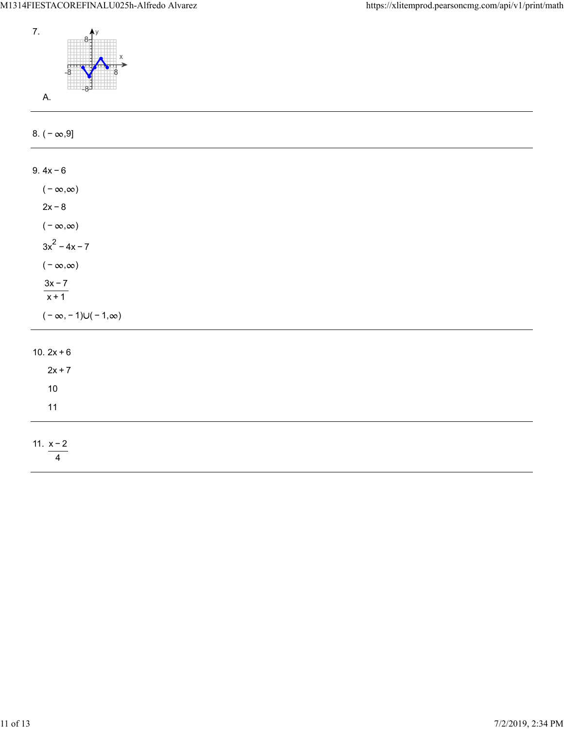7.

A.

---

8. $(-\infty,9]$

---

9. $4x-6$

   $(-\infty,\infty)$

   $2x-8$

   $(-\infty,\infty)$

   $3x^2-4x-7$

   $(-\infty,\infty)$

   $\dfrac{3x-7}{x+1}$

   $(-\infty,-1)\cup(-1,\infty)$

---

10. $2x+6$

    $2x+7$

    10

    11

---

11. $\dfrac{x-2}{4}$

---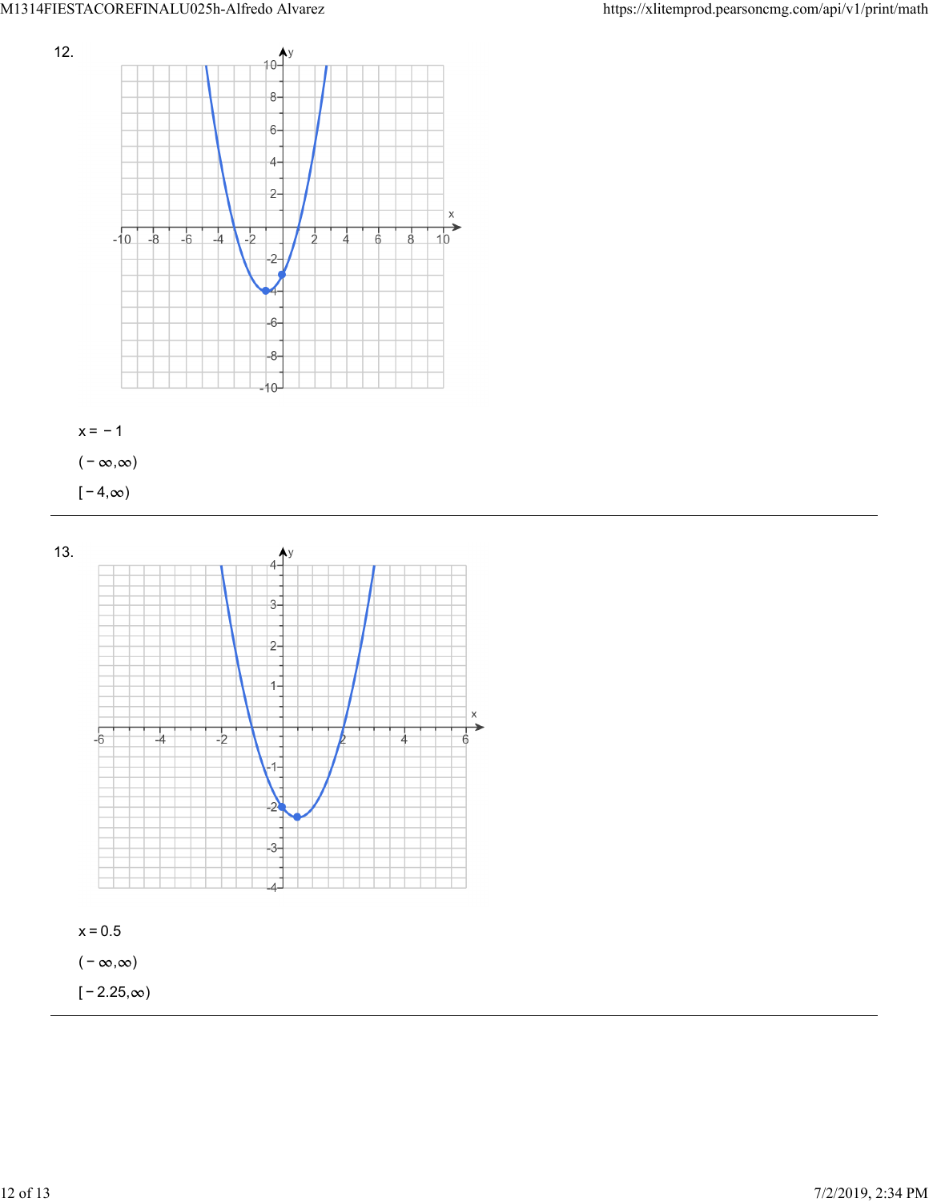12.

$x = -1$

$(-\infty, \infty)$

$[-4, \infty)$

---

13.

$x = 0.5$

$(-\infty, \infty)$

$[-2.25, \infty)$

---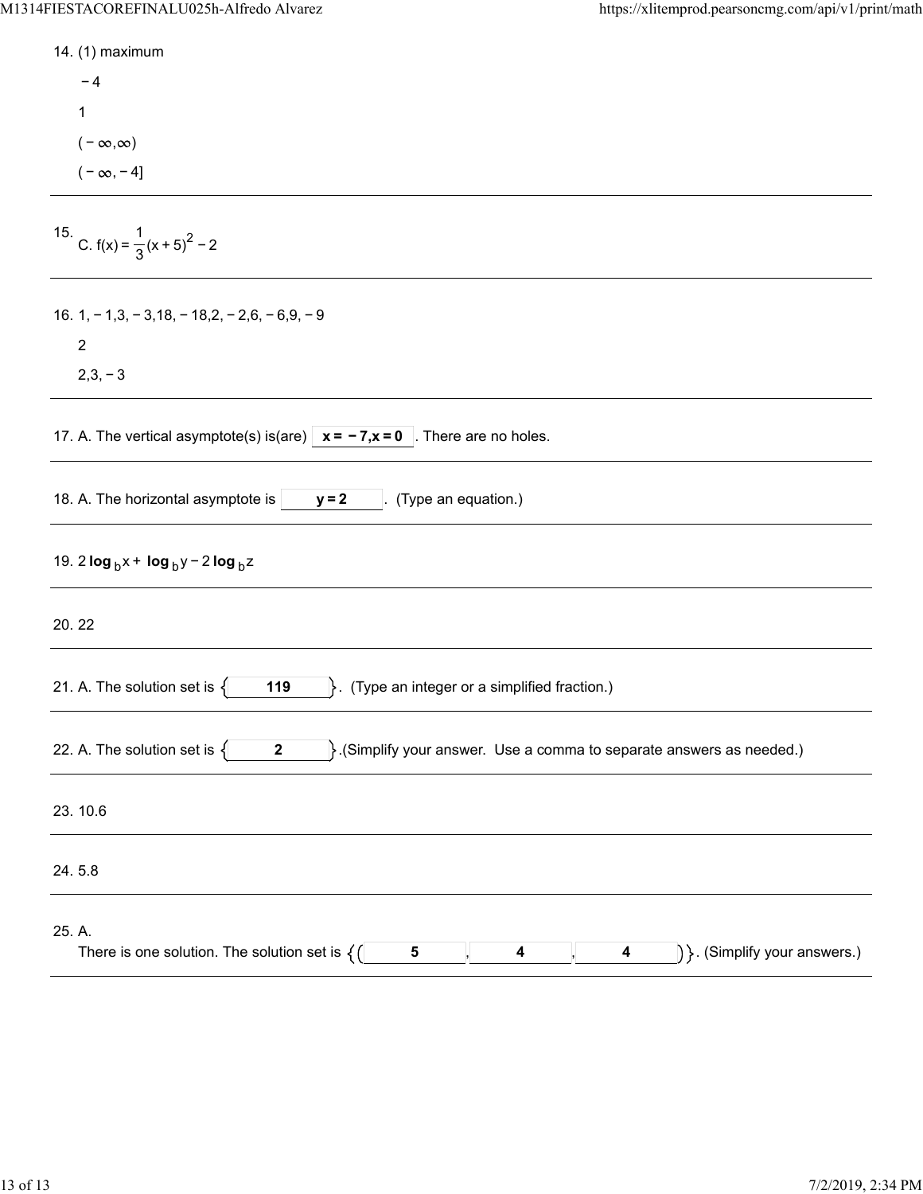14. (1) maximum

$-4$

$1$

$(-\infty,\infty)$

$(-\infty,-4]$

---

15. C. $f(x) = \frac{1}{3}(x+5)^2 - 2$

---

16. $1,-1,3,-3,18,-18,2,-2,6,-6,9,-9$

$2$

$2,3,-3$

---

17. A. The vertical asymptote(s) is(are) **$x = -7, x = 0$**. There are no holes.

---

18. A. The horizontal asymptote is **$y = 2$**. (Type an equation.)

---

19. $2\log_b x + \log_b y - 2\log_b z$

---

20. 22

---

21. A. The solution set is $\{$ **119** $\}$. (Type an integer or a simplified fraction.)

---

22. A. The solution set is $\{$ **2** $\}$.(Simplify your answer. Use a comma to separate answers as needed.)

---

23. 10.6

---

24. 5.8

---

25. A.
There is one solution. The solution set is $\{($ **5**, **4**, **4** $)\}$. (Simplify your answers.)